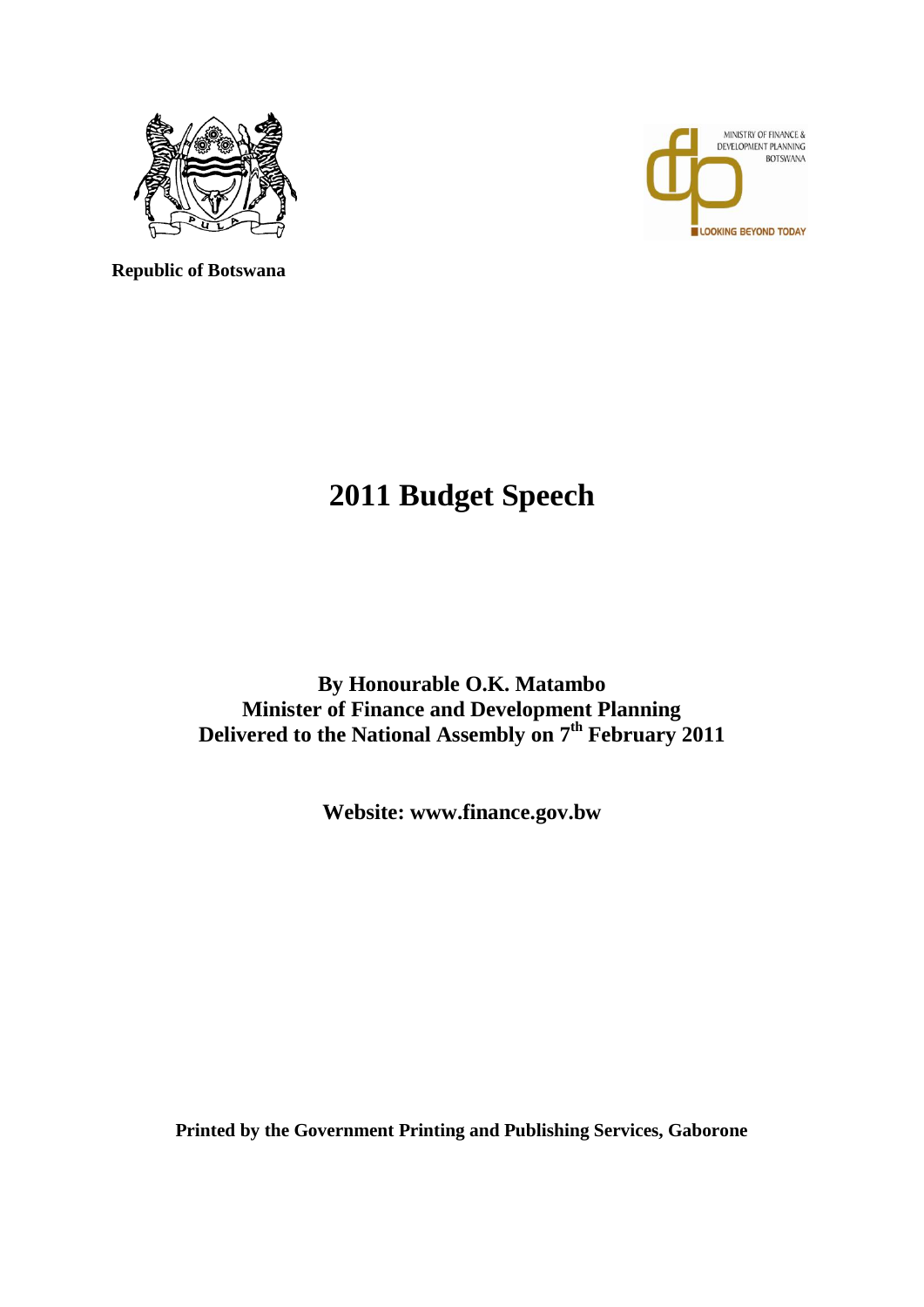**Republic of Botswana**

MINISTRY OF FINANCE & DEVELOPMENT PLANNING BOTSWANA

LOOKING BEYOND TODAY

# 2011 Budget Speech

**By Honourable O.K. Matambo**
**Minister of Finance and Development Planning**
**Delivered to the National Assembly on 7th February 2011**

**Website: www.finance.gov.bw**

**Printed by the Government Printing and Publishing Services, Gaborone**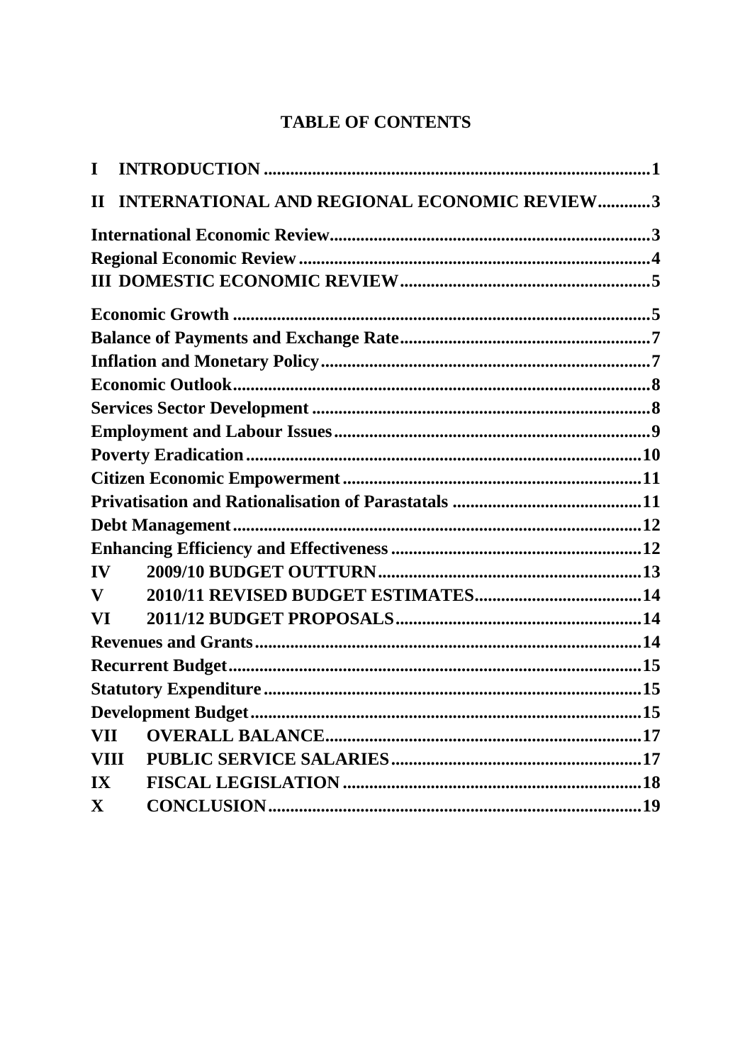# TABLE OF CONTENTS

| | | |
|---|---|---|
| I | INTRODUCTION | 1 |
| II | INTERNATIONAL AND REGIONAL ECONOMIC REVIEW | 3 |
| | International Economic Review | 3 |
| | Regional Economic Review | 4 |
| III | DOMESTIC ECONOMIC REVIEW | 5 |
| | Economic Growth | 5 |
| | Balance of Payments and Exchange Rate | 7 |
| | Inflation and Monetary Policy | 7 |
| | Economic Outlook | 8 |
| | Services Sector Development | 8 |
| | Employment and Labour Issues | 9 |
| | Poverty Eradication | 10 |
| | Citizen Economic Empowerment | 11 |
| | Privatisation and Rationalisation of Parastatals | 11 |
| | Debt Management | 12 |
| | Enhancing Efficiency and Effectiveness | 12 |
| IV | 2009/10 BUDGET OUTTURN | 13 |
| V | 2010/11 REVISED BUDGET ESTIMATES | 14 |
| VI | 2011/12 BUDGET PROPOSALS | 14 |
| | Revenues and Grants | 14 |
| | Recurrent Budget | 15 |
| | Statutory Expenditure | 15 |
| | Development Budget | 15 |
| VII | OVERALL BALANCE | 17 |
| VIII | PUBLIC SERVICE SALARIES | 17 |
| IX | FISCAL LEGISLATION | 18 |
| X | CONCLUSION | 19 |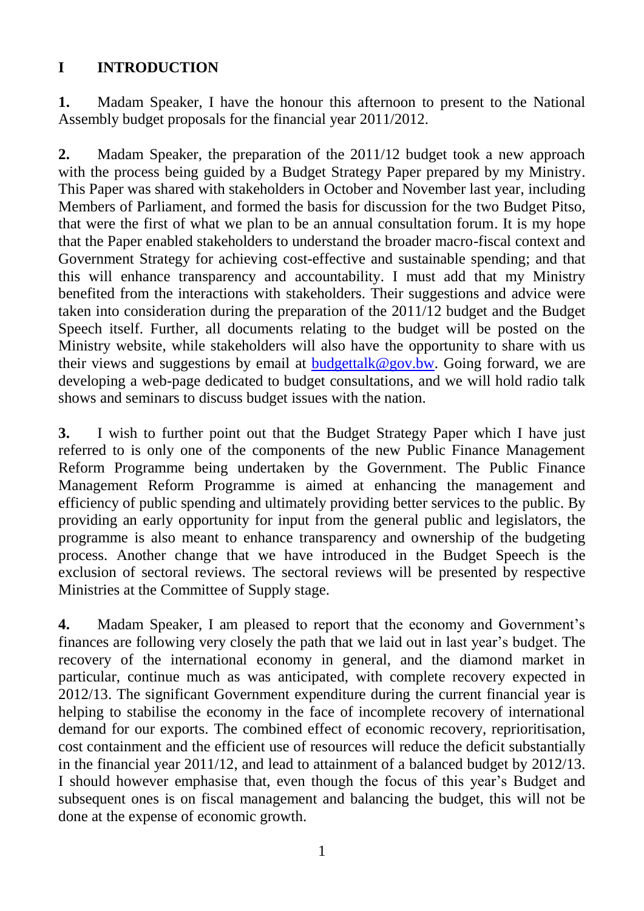## I INTRODUCTION

**1.** Madam Speaker, I have the honour this afternoon to present to the National Assembly budget proposals for the financial year 2011/2012.

**2.** Madam Speaker, the preparation of the 2011/12 budget took a new approach with the process being guided by a Budget Strategy Paper prepared by my Ministry. This Paper was shared with stakeholders in October and November last year, including Members of Parliament, and formed the basis for discussion for the two Budget Pitso, that were the first of what we plan to be an annual consultation forum. It is my hope that the Paper enabled stakeholders to understand the broader macro-fiscal context and Government Strategy for achieving cost-effective and sustainable spending; and that this will enhance transparency and accountability. I must add that my Ministry benefited from the interactions with stakeholders. Their suggestions and advice were taken into consideration during the preparation of the 2011/12 budget and the Budget Speech itself. Further, all documents relating to the budget will be posted on the Ministry website, while stakeholders will also have the opportunity to share with us their views and suggestions by email at budgettalk@gov.bw. Going forward, we are developing a web-page dedicated to budget consultations, and we will hold radio talk shows and seminars to discuss budget issues with the nation.

**3.** I wish to further point out that the Budget Strategy Paper which I have just referred to is only one of the components of the new Public Finance Management Reform Programme being undertaken by the Government. The Public Finance Management Reform Programme is aimed at enhancing the management and efficiency of public spending and ultimately providing better services to the public. By providing an early opportunity for input from the general public and legislators, the programme is also meant to enhance transparency and ownership of the budgeting process. Another change that we have introduced in the Budget Speech is the exclusion of sectoral reviews. The sectoral reviews will be presented by respective Ministries at the Committee of Supply stage.

**4.** Madam Speaker, I am pleased to report that the economy and Government's finances are following very closely the path that we laid out in last year's budget. The recovery of the international economy in general, and the diamond market in particular, continue much as was anticipated, with complete recovery expected in 2012/13. The significant Government expenditure during the current financial year is helping to stabilise the economy in the face of incomplete recovery of international demand for our exports. The combined effect of economic recovery, reprioritisation, cost containment and the efficient use of resources will reduce the deficit substantially in the financial year 2011/12, and lead to attainment of a balanced budget by 2012/13. I should however emphasise that, even though the focus of this year's Budget and subsequent ones is on fiscal management and balancing the budget, this will not be done at the expense of economic growth.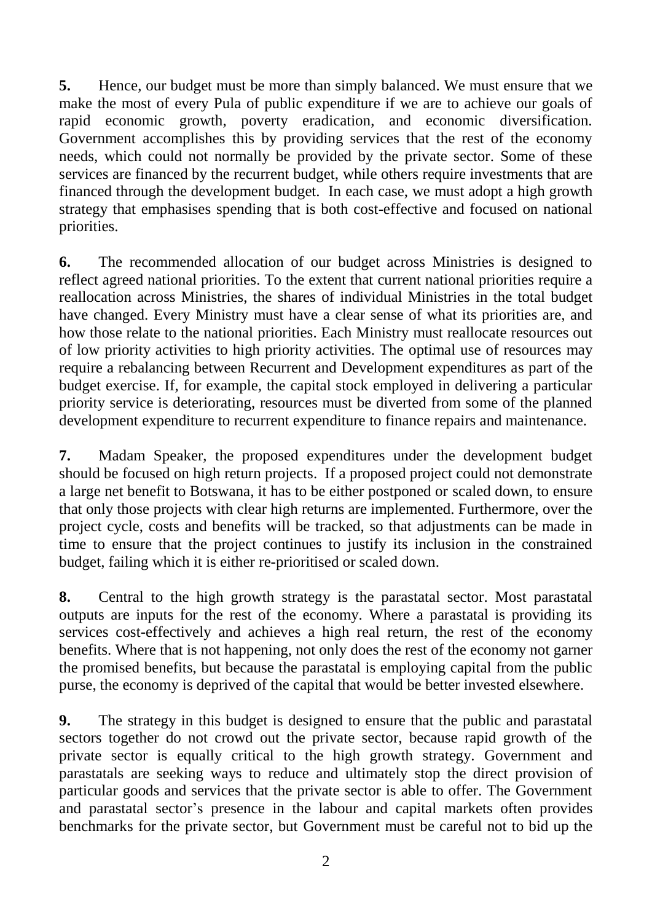**5.** Hence, our budget must be more than simply balanced. We must ensure that we make the most of every Pula of public expenditure if we are to achieve our goals of rapid economic growth, poverty eradication, and economic diversification. Government accomplishes this by providing services that the rest of the economy needs, which could not normally be provided by the private sector. Some of these services are financed by the recurrent budget, while others require investments that are financed through the development budget. In each case, we must adopt a high growth strategy that emphasises spending that is both cost-effective and focused on national priorities.

**6.** The recommended allocation of our budget across Ministries is designed to reflect agreed national priorities. To the extent that current national priorities require a reallocation across Ministries, the shares of individual Ministries in the total budget have changed. Every Ministry must have a clear sense of what its priorities are, and how those relate to the national priorities. Each Ministry must reallocate resources out of low priority activities to high priority activities. The optimal use of resources may require a rebalancing between Recurrent and Development expenditures as part of the budget exercise. If, for example, the capital stock employed in delivering a particular priority service is deteriorating, resources must be diverted from some of the planned development expenditure to recurrent expenditure to finance repairs and maintenance.

**7.** Madam Speaker, the proposed expenditures under the development budget should be focused on high return projects. If a proposed project could not demonstrate a large net benefit to Botswana, it has to be either postponed or scaled down, to ensure that only those projects with clear high returns are implemented. Furthermore, over the project cycle, costs and benefits will be tracked, so that adjustments can be made in time to ensure that the project continues to justify its inclusion in the constrained budget, failing which it is either re-prioritised or scaled down.

**8.** Central to the high growth strategy is the parastatal sector. Most parastatal outputs are inputs for the rest of the economy. Where a parastatal is providing its services cost-effectively and achieves a high real return, the rest of the economy benefits. Where that is not happening, not only does the rest of the economy not garner the promised benefits, but because the parastatal is employing capital from the public purse, the economy is deprived of the capital that would be better invested elsewhere.

**9.** The strategy in this budget is designed to ensure that the public and parastatal sectors together do not crowd out the private sector, because rapid growth of the private sector is equally critical to the high growth strategy. Government and parastatals are seeking ways to reduce and ultimately stop the direct provision of particular goods and services that the private sector is able to offer. The Government and parastatal sector's presence in the labour and capital markets often provides benchmarks for the private sector, but Government must be careful not to bid up the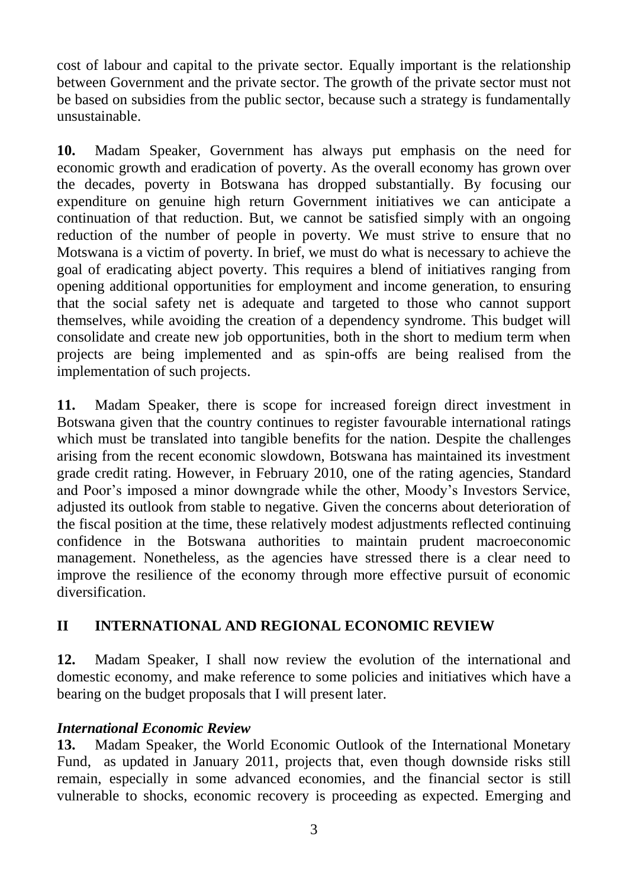cost of labour and capital to the private sector. Equally important is the relationship between Government and the private sector. The growth of the private sector must not be based on subsidies from the public sector, because such a strategy is fundamentally unsustainable.

**10.** Madam Speaker, Government has always put emphasis on the need for economic growth and eradication of poverty. As the overall economy has grown over the decades, poverty in Botswana has dropped substantially. By focusing our expenditure on genuine high return Government initiatives we can anticipate a continuation of that reduction. But, we cannot be satisfied simply with an ongoing reduction of the number of people in poverty. We must strive to ensure that no Motswana is a victim of poverty. In brief, we must do what is necessary to achieve the goal of eradicating abject poverty. This requires a blend of initiatives ranging from opening additional opportunities for employment and income generation, to ensuring that the social safety net is adequate and targeted to those who cannot support themselves, while avoiding the creation of a dependency syndrome. This budget will consolidate and create new job opportunities, both in the short to medium term when projects are being implemented and as spin-offs are being realised from the implementation of such projects.

**11.** Madam Speaker, there is scope for increased foreign direct investment in Botswana given that the country continues to register favourable international ratings which must be translated into tangible benefits for the nation. Despite the challenges arising from the recent economic slowdown, Botswana has maintained its investment grade credit rating. However, in February 2010, one of the rating agencies, Standard and Poor's imposed a minor downgrade while the other, Moody's Investors Service, adjusted its outlook from stable to negative. Given the concerns about deterioration of the fiscal position at the time, these relatively modest adjustments reflected continuing confidence in the Botswana authorities to maintain prudent macroeconomic management. Nonetheless, as the agencies have stressed there is a clear need to improve the resilience of the economy through more effective pursuit of economic diversification.

## II INTERNATIONAL AND REGIONAL ECONOMIC REVIEW

**12.** Madam Speaker, I shall now review the evolution of the international and domestic economy, and make reference to some policies and initiatives which have a bearing on the budget proposals that I will present later.

### *International Economic Review*

**13.** Madam Speaker, the World Economic Outlook of the International Monetary Fund, as updated in January 2011, projects that, even though downside risks still remain, especially in some advanced economies, and the financial sector is still vulnerable to shocks, economic recovery is proceeding as expected. Emerging and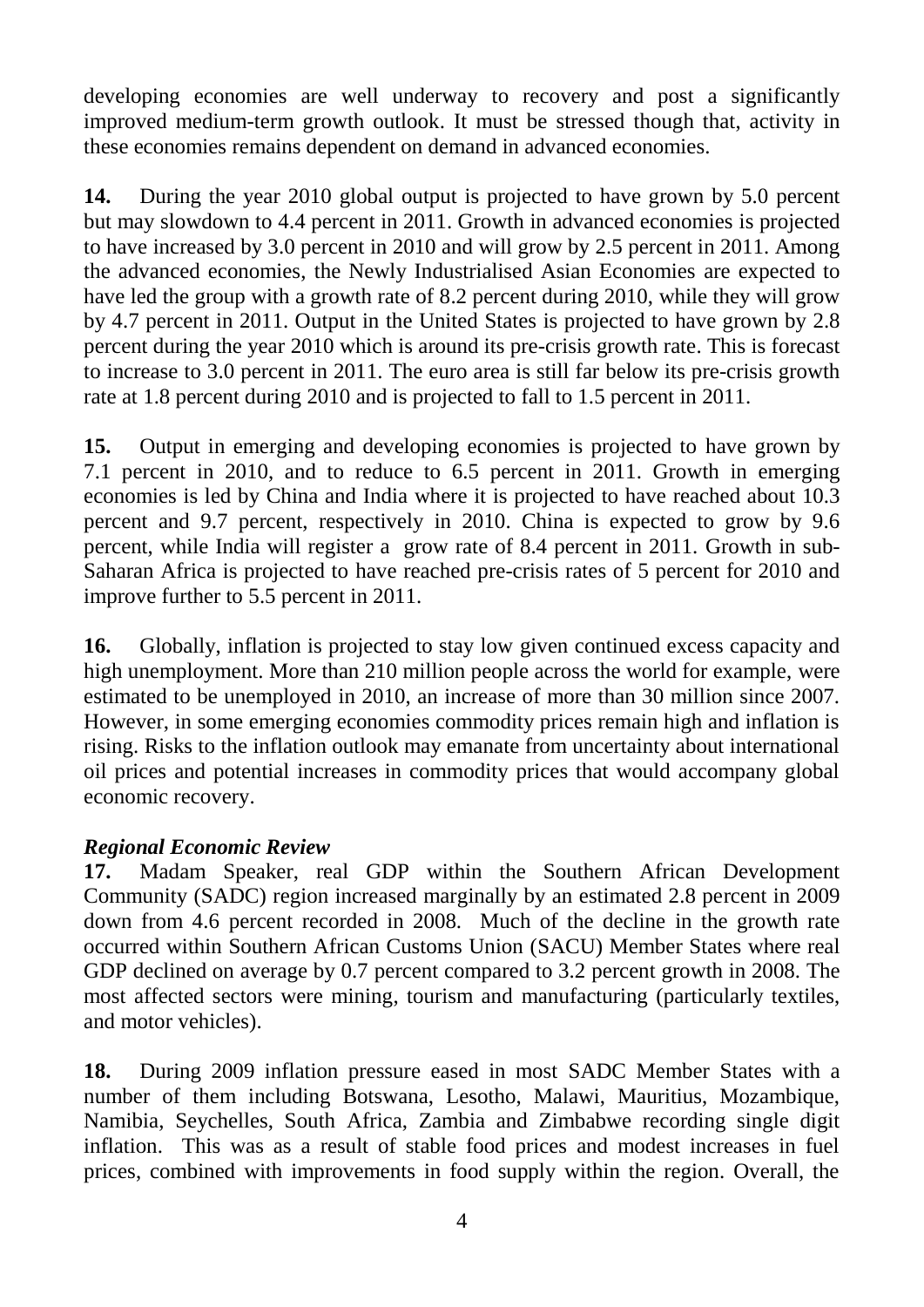developing economies are well underway to recovery and post a significantly improved medium-term growth outlook. It must be stressed though that, activity in these economies remains dependent on demand in advanced economies.

**14.** During the year 2010 global output is projected to have grown by 5.0 percent but may slowdown to 4.4 percent in 2011. Growth in advanced economies is projected to have increased by 3.0 percent in 2010 and will grow by 2.5 percent in 2011. Among the advanced economies, the Newly Industrialised Asian Economies are expected to have led the group with a growth rate of 8.2 percent during 2010, while they will grow by 4.7 percent in 2011. Output in the United States is projected to have grown by 2.8 percent during the year 2010 which is around its pre-crisis growth rate. This is forecast to increase to 3.0 percent in 2011. The euro area is still far below its pre-crisis growth rate at 1.8 percent during 2010 and is projected to fall to 1.5 percent in 2011.

**15.** Output in emerging and developing economies is projected to have grown by 7.1 percent in 2010, and to reduce to 6.5 percent in 2011. Growth in emerging economies is led by China and India where it is projected to have reached about 10.3 percent and 9.7 percent, respectively in 2010. China is expected to grow by 9.6 percent, while India will register a grow rate of 8.4 percent in 2011. Growth in sub-Saharan Africa is projected to have reached pre-crisis rates of 5 percent for 2010 and improve further to 5.5 percent in 2011.

**16.** Globally, inflation is projected to stay low given continued excess capacity and high unemployment. More than 210 million people across the world for example, were estimated to be unemployed in 2010, an increase of more than 30 million since 2007. However, in some emerging economies commodity prices remain high and inflation is rising. Risks to the inflation outlook may emanate from uncertainty about international oil prices and potential increases in commodity prices that would accompany global economic recovery.

***Regional Economic Review***

**17.** Madam Speaker, real GDP within the Southern African Development Community (SADC) region increased marginally by an estimated 2.8 percent in 2009 down from 4.6 percent recorded in 2008. Much of the decline in the growth rate occurred within Southern African Customs Union (SACU) Member States where real GDP declined on average by 0.7 percent compared to 3.2 percent growth in 2008. The most affected sectors were mining, tourism and manufacturing (particularly textiles, and motor vehicles).

**18.** During 2009 inflation pressure eased in most SADC Member States with a number of them including Botswana, Lesotho, Malawi, Mauritius, Mozambique, Namibia, Seychelles, South Africa, Zambia and Zimbabwe recording single digit inflation. This was as a result of stable food prices and modest increases in fuel prices, combined with improvements in food supply within the region. Overall, the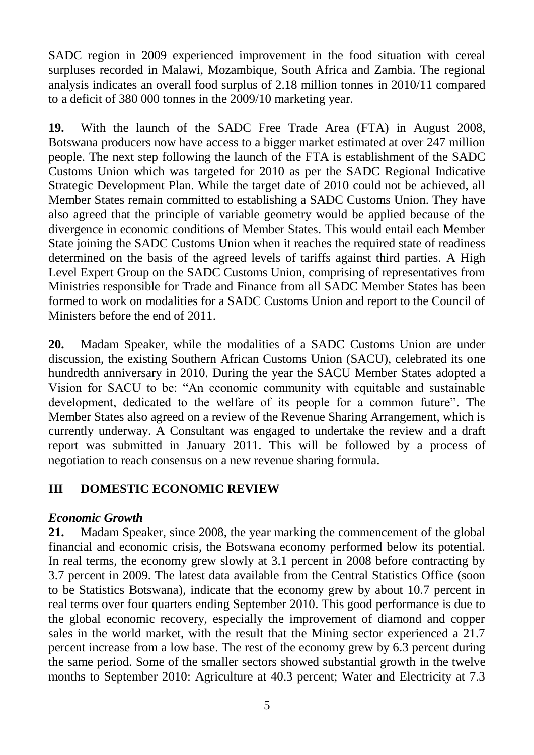SADC region in 2009 experienced improvement in the food situation with cereal surpluses recorded in Malawi, Mozambique, South Africa and Zambia. The regional analysis indicates an overall food surplus of 2.18 million tonnes in 2010/11 compared to a deficit of 380 000 tonnes in the 2009/10 marketing year.

**19.** With the launch of the SADC Free Trade Area (FTA) in August 2008, Botswana producers now have access to a bigger market estimated at over 247 million people. The next step following the launch of the FTA is establishment of the SADC Customs Union which was targeted for 2010 as per the SADC Regional Indicative Strategic Development Plan. While the target date of 2010 could not be achieved, all Member States remain committed to establishing a SADC Customs Union. They have also agreed that the principle of variable geometry would be applied because of the divergence in economic conditions of Member States. This would entail each Member State joining the SADC Customs Union when it reaches the required state of readiness determined on the basis of the agreed levels of tariffs against third parties. A High Level Expert Group on the SADC Customs Union, comprising of representatives from Ministries responsible for Trade and Finance from all SADC Member States has been formed to work on modalities for a SADC Customs Union and report to the Council of Ministers before the end of 2011.

**20.** Madam Speaker, while the modalities of a SADC Customs Union are under discussion, the existing Southern African Customs Union (SACU), celebrated its one hundredth anniversary in 2010. During the year the SACU Member States adopted a Vision for SACU to be: "An economic community with equitable and sustainable development, dedicated to the welfare of its people for a common future". The Member States also agreed on a review of the Revenue Sharing Arrangement, which is currently underway. A Consultant was engaged to undertake the review and a draft report was submitted in January 2011. This will be followed by a process of negotiation to reach consensus on a new revenue sharing formula.

## III DOMESTIC ECONOMIC REVIEW

### *Economic Growth*

**21.** Madam Speaker, since 2008, the year marking the commencement of the global financial and economic crisis, the Botswana economy performed below its potential. In real terms, the economy grew slowly at 3.1 percent in 2008 before contracting by 3.7 percent in 2009. The latest data available from the Central Statistics Office (soon to be Statistics Botswana), indicate that the economy grew by about 10.7 percent in real terms over four quarters ending September 2010. This good performance is due to the global economic recovery, especially the improvement of diamond and copper sales in the world market, with the result that the Mining sector experienced a 21.7 percent increase from a low base. The rest of the economy grew by 6.3 percent during the same period. Some of the smaller sectors showed substantial growth in the twelve months to September 2010: Agriculture at 40.3 percent; Water and Electricity at 7.3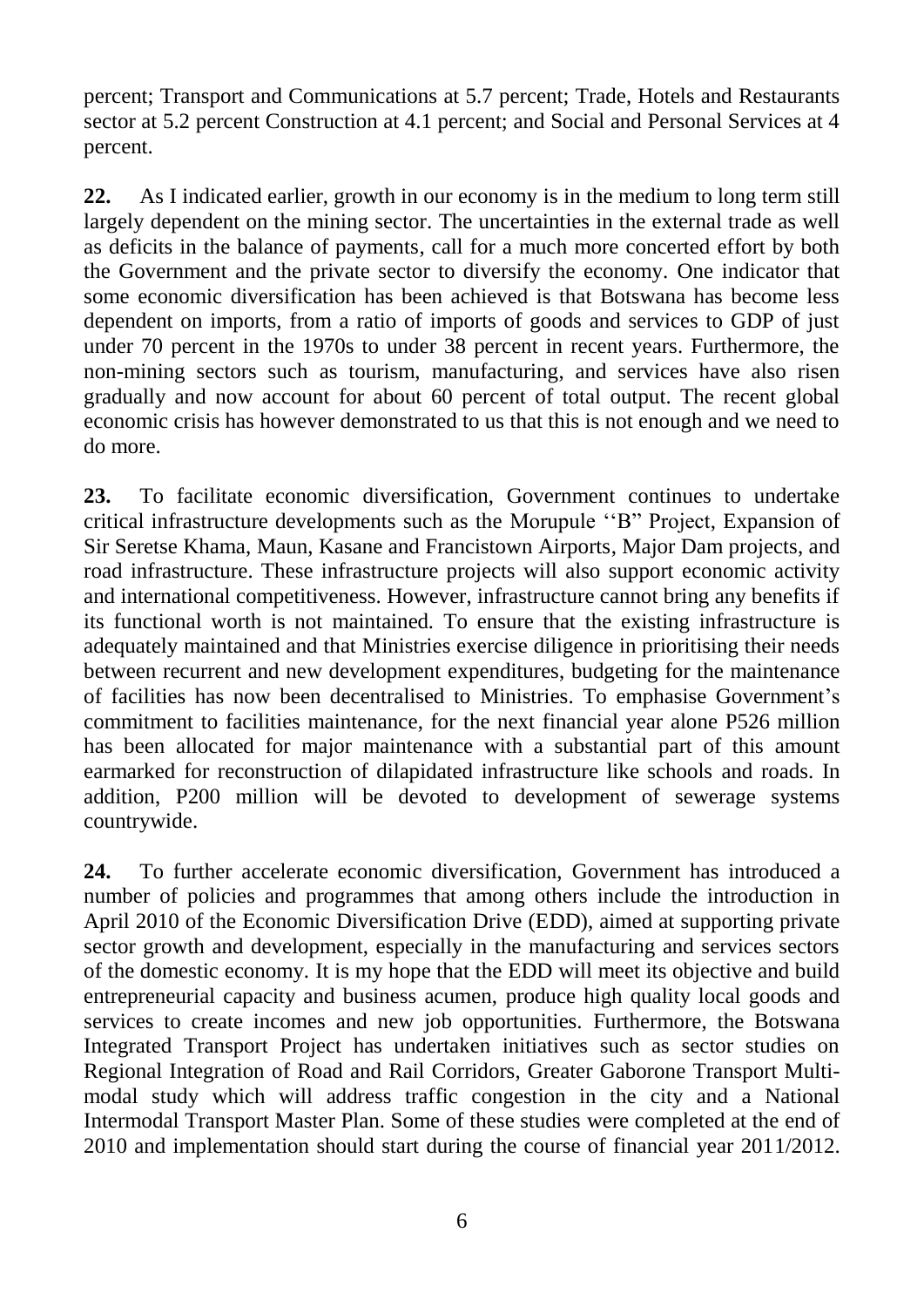percent; Transport and Communications at 5.7 percent; Trade, Hotels and Restaurants sector at 5.2 percent Construction at 4.1 percent; and Social and Personal Services at 4 percent.

**22.** As I indicated earlier, growth in our economy is in the medium to long term still largely dependent on the mining sector. The uncertainties in the external trade as well as deficits in the balance of payments, call for a much more concerted effort by both the Government and the private sector to diversify the economy. One indicator that some economic diversification has been achieved is that Botswana has become less dependent on imports, from a ratio of imports of goods and services to GDP of just under 70 percent in the 1970s to under 38 percent in recent years. Furthermore, the non-mining sectors such as tourism, manufacturing, and services have also risen gradually and now account for about 60 percent of total output. The recent global economic crisis has however demonstrated to us that this is not enough and we need to do more.

**23.** To facilitate economic diversification, Government continues to undertake critical infrastructure developments such as the Morupule ''B" Project, Expansion of Sir Seretse Khama, Maun, Kasane and Francistown Airports, Major Dam projects, and road infrastructure. These infrastructure projects will also support economic activity and international competitiveness. However, infrastructure cannot bring any benefits if its functional worth is not maintained. To ensure that the existing infrastructure is adequately maintained and that Ministries exercise diligence in prioritising their needs between recurrent and new development expenditures, budgeting for the maintenance of facilities has now been decentralised to Ministries. To emphasise Government's commitment to facilities maintenance, for the next financial year alone P526 million has been allocated for major maintenance with a substantial part of this amount earmarked for reconstruction of dilapidated infrastructure like schools and roads. In addition, P200 million will be devoted to development of sewerage systems countrywide.

**24.** To further accelerate economic diversification, Government has introduced a number of policies and programmes that among others include the introduction in April 2010 of the Economic Diversification Drive (EDD), aimed at supporting private sector growth and development, especially in the manufacturing and services sectors of the domestic economy. It is my hope that the EDD will meet its objective and build entrepreneurial capacity and business acumen, produce high quality local goods and services to create incomes and new job opportunities. Furthermore, the Botswana Integrated Transport Project has undertaken initiatives such as sector studies on Regional Integration of Road and Rail Corridors, Greater Gaborone Transport Multi-modal study which will address traffic congestion in the city and a National Intermodal Transport Master Plan. Some of these studies were completed at the end of 2010 and implementation should start during the course of financial year 2011/2012.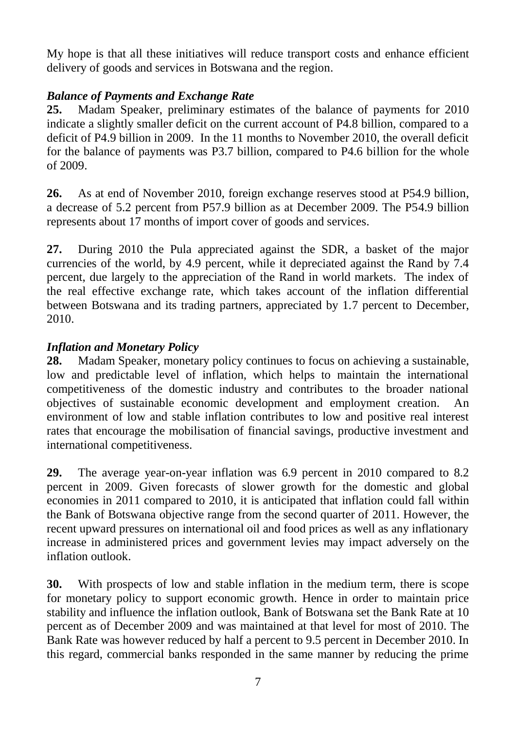My hope is that all these initiatives will reduce transport costs and enhance efficient delivery of goods and services in Botswana and the region.

### *Balance of Payments and Exchange Rate*

**25.** Madam Speaker, preliminary estimates of the balance of payments for 2010 indicate a slightly smaller deficit on the current account of P4.8 billion, compared to a deficit of P4.9 billion in 2009. In the 11 months to November 2010, the overall deficit for the balance of payments was P3.7 billion, compared to P4.6 billion for the whole of 2009.

**26.** As at end of November 2010, foreign exchange reserves stood at P54.9 billion, a decrease of 5.2 percent from P57.9 billion as at December 2009. The P54.9 billion represents about 17 months of import cover of goods and services.

**27.** During 2010 the Pula appreciated against the SDR, a basket of the major currencies of the world, by 4.9 percent, while it depreciated against the Rand by 7.4 percent, due largely to the appreciation of the Rand in world markets. The index of the real effective exchange rate, which takes account of the inflation differential between Botswana and its trading partners, appreciated by 1.7 percent to December, 2010.

### *Inflation and Monetary Policy*

**28.** Madam Speaker, monetary policy continues to focus on achieving a sustainable, low and predictable level of inflation, which helps to maintain the international competitiveness of the domestic industry and contributes to the broader national objectives of sustainable economic development and employment creation. An environment of low and stable inflation contributes to low and positive real interest rates that encourage the mobilisation of financial savings, productive investment and international competitiveness.

**29.** The average year-on-year inflation was 6.9 percent in 2010 compared to 8.2 percent in 2009. Given forecasts of slower growth for the domestic and global economies in 2011 compared to 2010, it is anticipated that inflation could fall within the Bank of Botswana objective range from the second quarter of 2011. However, the recent upward pressures on international oil and food prices as well as any inflationary increase in administered prices and government levies may impact adversely on the inflation outlook.

**30.** With prospects of low and stable inflation in the medium term, there is scope for monetary policy to support economic growth. Hence in order to maintain price stability and influence the inflation outlook, Bank of Botswana set the Bank Rate at 10 percent as of December 2009 and was maintained at that level for most of 2010. The Bank Rate was however reduced by half a percent to 9.5 percent in December 2010. In this regard, commercial banks responded in the same manner by reducing the prime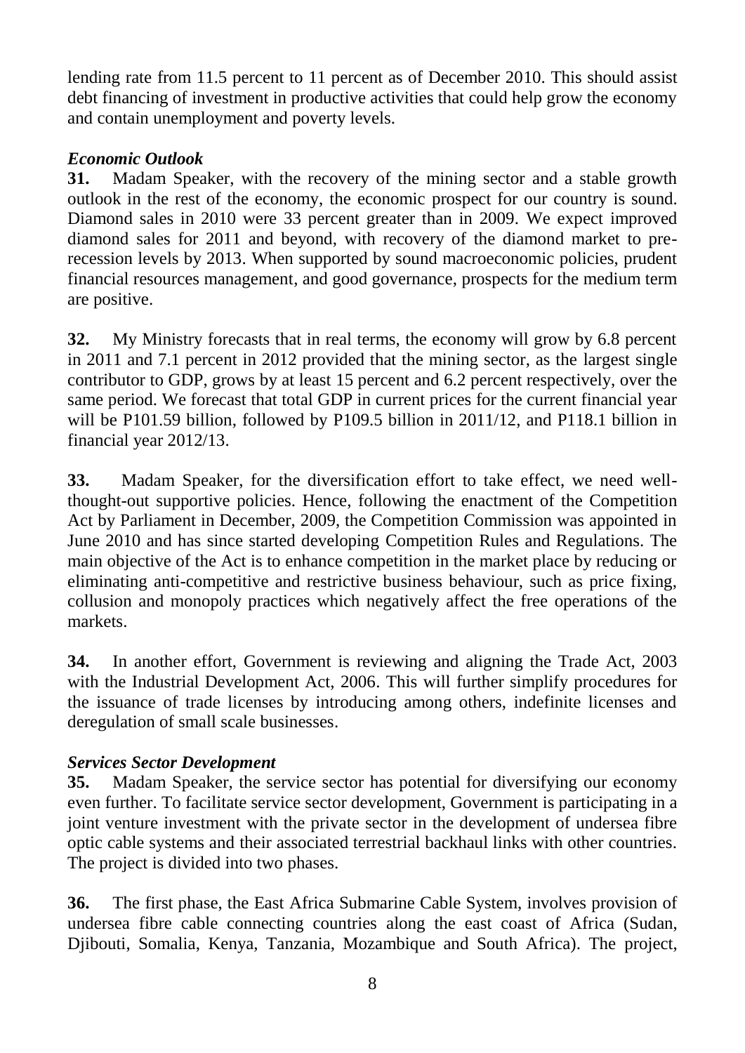lending rate from 11.5 percent to 11 percent as of December 2010. This should assist debt financing of investment in productive activities that could help grow the economy and contain unemployment and poverty levels.

### *Economic Outlook*

**31.** Madam Speaker, with the recovery of the mining sector and a stable growth outlook in the rest of the economy, the economic prospect for our country is sound. Diamond sales in 2010 were 33 percent greater than in 2009. We expect improved diamond sales for 2011 and beyond, with recovery of the diamond market to pre-recession levels by 2013. When supported by sound macroeconomic policies, prudent financial resources management, and good governance, prospects for the medium term are positive.

**32.** My Ministry forecasts that in real terms, the economy will grow by 6.8 percent in 2011 and 7.1 percent in 2012 provided that the mining sector, as the largest single contributor to GDP, grows by at least 15 percent and 6.2 percent respectively, over the same period. We forecast that total GDP in current prices for the current financial year will be P101.59 billion, followed by P109.5 billion in 2011/12, and P118.1 billion in financial year 2012/13.

**33.** Madam Speaker, for the diversification effort to take effect, we need well-thought-out supportive policies. Hence, following the enactment of the Competition Act by Parliament in December, 2009, the Competition Commission was appointed in June 2010 and has since started developing Competition Rules and Regulations. The main objective of the Act is to enhance competition in the market place by reducing or eliminating anti-competitive and restrictive business behaviour, such as price fixing, collusion and monopoly practices which negatively affect the free operations of the markets.

**34.** In another effort, Government is reviewing and aligning the Trade Act, 2003 with the Industrial Development Act, 2006. This will further simplify procedures for the issuance of trade licenses by introducing among others, indefinite licenses and deregulation of small scale businesses.

### *Services Sector Development*

**35.** Madam Speaker, the service sector has potential for diversifying our economy even further. To facilitate service sector development, Government is participating in a joint venture investment with the private sector in the development of undersea fibre optic cable systems and their associated terrestrial backhaul links with other countries. The project is divided into two phases.

**36.** The first phase, the East Africa Submarine Cable System, involves provision of undersea fibre cable connecting countries along the east coast of Africa (Sudan, Djibouti, Somalia, Kenya, Tanzania, Mozambique and South Africa). The project,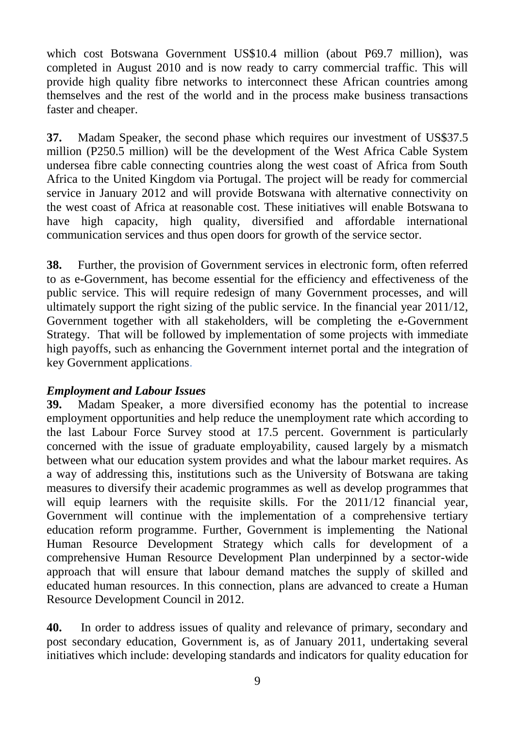which cost Botswana Government US$10.4 million (about P69.7 million), was completed in August 2010 and is now ready to carry commercial traffic. This will provide high quality fibre networks to interconnect these African countries among themselves and the rest of the world and in the process make business transactions faster and cheaper.

**37.** Madam Speaker, the second phase which requires our investment of US$37.5 million (P250.5 million) will be the development of the West Africa Cable System undersea fibre cable connecting countries along the west coast of Africa from South Africa to the United Kingdom via Portugal. The project will be ready for commercial service in January 2012 and will provide Botswana with alternative connectivity on the west coast of Africa at reasonable cost. These initiatives will enable Botswana to have high capacity, high quality, diversified and affordable international communication services and thus open doors for growth of the service sector.

**38.** Further, the provision of Government services in electronic form, often referred to as e-Government, has become essential for the efficiency and effectiveness of the public service. This will require redesign of many Government processes, and will ultimately support the right sizing of the public service. In the financial year 2011/12, Government together with all stakeholders, will be completing the e-Government Strategy. That will be followed by implementation of some projects with immediate high payoffs, such as enhancing the Government internet portal and the integration of key Government applications.

***Employment and Labour Issues***

**39.** Madam Speaker, a more diversified economy has the potential to increase employment opportunities and help reduce the unemployment rate which according to the last Labour Force Survey stood at 17.5 percent. Government is particularly concerned with the issue of graduate employability, caused largely by a mismatch between what our education system provides and what the labour market requires. As a way of addressing this, institutions such as the University of Botswana are taking measures to diversify their academic programmes as well as develop programmes that will equip learners with the requisite skills. For the 2011/12 financial year, Government will continue with the implementation of a comprehensive tertiary education reform programme. Further, Government is implementing the National Human Resource Development Strategy which calls for development of a comprehensive Human Resource Development Plan underpinned by a sector-wide approach that will ensure that labour demand matches the supply of skilled and educated human resources. In this connection, plans are advanced to create a Human Resource Development Council in 2012.

**40.** In order to address issues of quality and relevance of primary, secondary and post secondary education, Government is, as of January 2011, undertaking several initiatives which include: developing standards and indicators for quality education for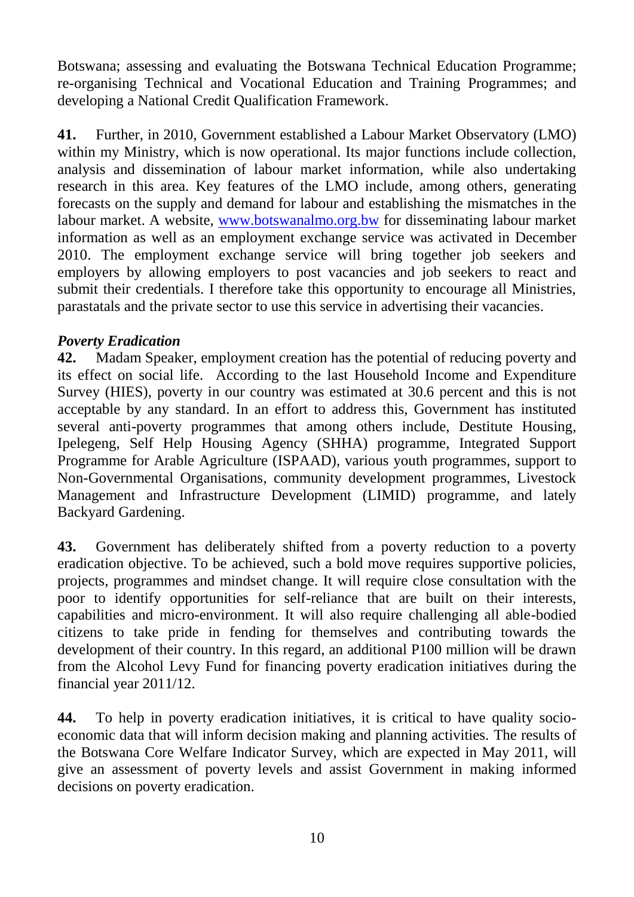Botswana; assessing and evaluating the Botswana Technical Education Programme; re-organising Technical and Vocational Education and Training Programmes; and developing a National Credit Qualification Framework.

**41.** Further, in 2010, Government established a Labour Market Observatory (LMO) within my Ministry, which is now operational. Its major functions include collection, analysis and dissemination of labour market information, while also undertaking research in this area. Key features of the LMO include, among others, generating forecasts on the supply and demand for labour and establishing the mismatches in the labour market. A website, [www.botswanalmo.org.bw](http://www.botswanalmo.org.bw) for disseminating labour market information as well as an employment exchange service was activated in December 2010. The employment exchange service will bring together job seekers and employers by allowing employers to post vacancies and job seekers to react and submit their credentials. I therefore take this opportunity to encourage all Ministries, parastatals and the private sector to use this service in advertising their vacancies.

***Poverty Eradication***

**42.** Madam Speaker, employment creation has the potential of reducing poverty and its effect on social life. According to the last Household Income and Expenditure Survey (HIES), poverty in our country was estimated at 30.6 percent and this is not acceptable by any standard. In an effort to address this, Government has instituted several anti-poverty programmes that among others include, Destitute Housing, Ipelegeng, Self Help Housing Agency (SHHA) programme, Integrated Support Programme for Arable Agriculture (ISPAAD), various youth programmes, support to Non-Governmental Organisations, community development programmes, Livestock Management and Infrastructure Development (LIMID) programme, and lately Backyard Gardening.

**43.** Government has deliberately shifted from a poverty reduction to a poverty eradication objective. To be achieved, such a bold move requires supportive policies, projects, programmes and mindset change. It will require close consultation with the poor to identify opportunities for self-reliance that are built on their interests, capabilities and micro-environment. It will also require challenging all able-bodied citizens to take pride in fending for themselves and contributing towards the development of their country. In this regard, an additional P100 million will be drawn from the Alcohol Levy Fund for financing poverty eradication initiatives during the financial year 2011/12.

**44.** To help in poverty eradication initiatives, it is critical to have quality socio-economic data that will inform decision making and planning activities. The results of the Botswana Core Welfare Indicator Survey, which are expected in May 2011, will give an assessment of poverty levels and assist Government in making informed decisions on poverty eradication.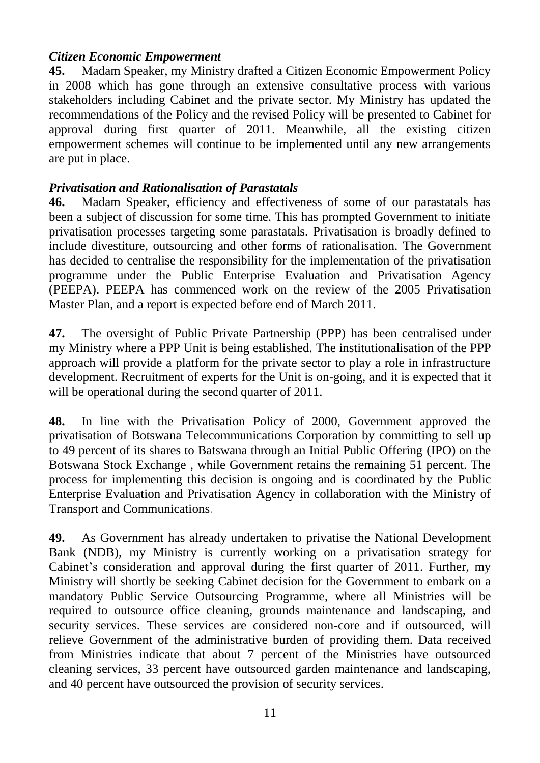### *Citizen Economic Empowerment*

**45.** Madam Speaker, my Ministry drafted a Citizen Economic Empowerment Policy in 2008 which has gone through an extensive consultative process with various stakeholders including Cabinet and the private sector. My Ministry has updated the recommendations of the Policy and the revised Policy will be presented to Cabinet for approval during first quarter of 2011. Meanwhile, all the existing citizen empowerment schemes will continue to be implemented until any new arrangements are put in place.

### *Privatisation and Rationalisation of Parastatals*

**46.** Madam Speaker, efficiency and effectiveness of some of our parastatals has been a subject of discussion for some time. This has prompted Government to initiate privatisation processes targeting some parastatals. Privatisation is broadly defined to include divestiture, outsourcing and other forms of rationalisation. The Government has decided to centralise the responsibility for the implementation of the privatisation programme under the Public Enterprise Evaluation and Privatisation Agency (PEEPA). PEEPA has commenced work on the review of the 2005 Privatisation Master Plan, and a report is expected before end of March 2011.

**47.** The oversight of Public Private Partnership (PPP) has been centralised under my Ministry where a PPP Unit is being established. The institutionalisation of the PPP approach will provide a platform for the private sector to play a role in infrastructure development. Recruitment of experts for the Unit is on-going, and it is expected that it will be operational during the second quarter of 2011.

**48.** In line with the Privatisation Policy of 2000, Government approved the privatisation of Botswana Telecommunications Corporation by committing to sell up to 49 percent of its shares to Batswana through an Initial Public Offering (IPO) on the Botswana Stock Exchange , while Government retains the remaining 51 percent. The process for implementing this decision is ongoing and is coordinated by the Public Enterprise Evaluation and Privatisation Agency in collaboration with the Ministry of Transport and Communications.

**49.** As Government has already undertaken to privatise the National Development Bank (NDB), my Ministry is currently working on a privatisation strategy for Cabinet's consideration and approval during the first quarter of 2011. Further, my Ministry will shortly be seeking Cabinet decision for the Government to embark on a mandatory Public Service Outsourcing Programme, where all Ministries will be required to outsource office cleaning, grounds maintenance and landscaping, and security services. These services are considered non-core and if outsourced, will relieve Government of the administrative burden of providing them. Data received from Ministries indicate that about 7 percent of the Ministries have outsourced cleaning services, 33 percent have outsourced garden maintenance and landscaping, and 40 percent have outsourced the provision of security services.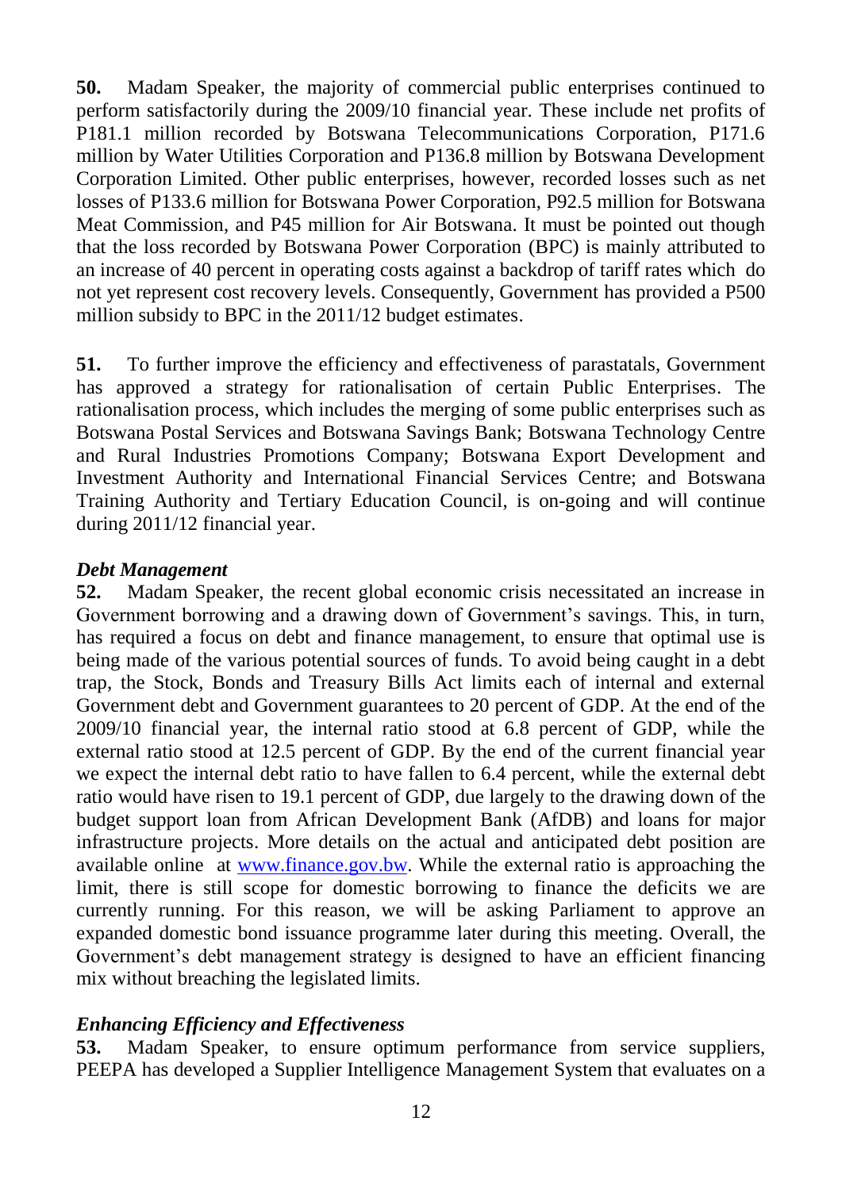**50.** Madam Speaker, the majority of commercial public enterprises continued to perform satisfactorily during the 2009/10 financial year. These include net profits of P181.1 million recorded by Botswana Telecommunications Corporation, P171.6 million by Water Utilities Corporation and P136.8 million by Botswana Development Corporation Limited. Other public enterprises, however, recorded losses such as net losses of P133.6 million for Botswana Power Corporation, P92.5 million for Botswana Meat Commission, and P45 million for Air Botswana. It must be pointed out though that the loss recorded by Botswana Power Corporation (BPC) is mainly attributed to an increase of 40 percent in operating costs against a backdrop of tariff rates which do not yet represent cost recovery levels. Consequently, Government has provided a P500 million subsidy to BPC in the 2011/12 budget estimates.

**51.** To further improve the efficiency and effectiveness of parastatals, Government has approved a strategy for rationalisation of certain Public Enterprises. The rationalisation process, which includes the merging of some public enterprises such as Botswana Postal Services and Botswana Savings Bank; Botswana Technology Centre and Rural Industries Promotions Company; Botswana Export Development and Investment Authority and International Financial Services Centre; and Botswana Training Authority and Tertiary Education Council, is on-going and will continue during 2011/12 financial year.

***Debt Management***

**52.** Madam Speaker, the recent global economic crisis necessitated an increase in Government borrowing and a drawing down of Government's savings. This, in turn, has required a focus on debt and finance management, to ensure that optimal use is being made of the various potential sources of funds. To avoid being caught in a debt trap, the Stock, Bonds and Treasury Bills Act limits each of internal and external Government debt and Government guarantees to 20 percent of GDP. At the end of the 2009/10 financial year, the internal ratio stood at 6.8 percent of GDP, while the external ratio stood at 12.5 percent of GDP. By the end of the current financial year we expect the internal debt ratio to have fallen to 6.4 percent, while the external debt ratio would have risen to 19.1 percent of GDP, due largely to the drawing down of the budget support loan from African Development Bank (AfDB) and loans for major infrastructure projects. More details on the actual and anticipated debt position are available online at [www.finance.gov.bw](http://www.finance.gov.bw). While the external ratio is approaching the limit, there is still scope for domestic borrowing to finance the deficits we are currently running. For this reason, we will be asking Parliament to approve an expanded domestic bond issuance programme later during this meeting. Overall, the Government's debt management strategy is designed to have an efficient financing mix without breaching the legislated limits.

***Enhancing Efficiency and Effectiveness***

**53.** Madam Speaker, to ensure optimum performance from service suppliers, PEEPA has developed a Supplier Intelligence Management System that evaluates on a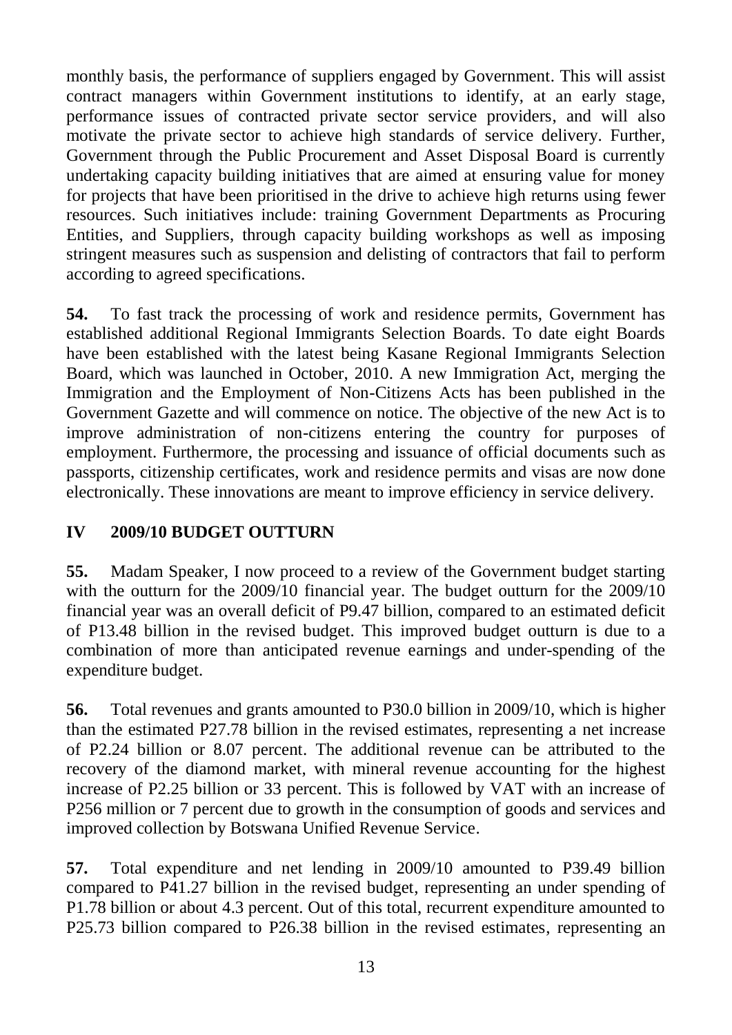monthly basis, the performance of suppliers engaged by Government. This will assist contract managers within Government institutions to identify, at an early stage, performance issues of contracted private sector service providers, and will also motivate the private sector to achieve high standards of service delivery. Further, Government through the Public Procurement and Asset Disposal Board is currently undertaking capacity building initiatives that are aimed at ensuring value for money for projects that have been prioritised in the drive to achieve high returns using fewer resources. Such initiatives include: training Government Departments as Procuring Entities, and Suppliers, through capacity building workshops as well as imposing stringent measures such as suspension and delisting of contractors that fail to perform according to agreed specifications.

**54.** To fast track the processing of work and residence permits, Government has established additional Regional Immigrants Selection Boards. To date eight Boards have been established with the latest being Kasane Regional Immigrants Selection Board, which was launched in October, 2010. A new Immigration Act, merging the Immigration and the Employment of Non-Citizens Acts has been published in the Government Gazette and will commence on notice. The objective of the new Act is to improve administration of non-citizens entering the country for purposes of employment. Furthermore, the processing and issuance of official documents such as passports, citizenship certificates, work and residence permits and visas are now done electronically. These innovations are meant to improve efficiency in service delivery.

## IV 2009/10 BUDGET OUTTURN

**55.** Madam Speaker, I now proceed to a review of the Government budget starting with the outturn for the 2009/10 financial year. The budget outturn for the 2009/10 financial year was an overall deficit of P9.47 billion, compared to an estimated deficit of P13.48 billion in the revised budget. This improved budget outturn is due to a combination of more than anticipated revenue earnings and under-spending of the expenditure budget.

**56.** Total revenues and grants amounted to P30.0 billion in 2009/10, which is higher than the estimated P27.78 billion in the revised estimates, representing a net increase of P2.24 billion or 8.07 percent. The additional revenue can be attributed to the recovery of the diamond market, with mineral revenue accounting for the highest increase of P2.25 billion or 33 percent. This is followed by VAT with an increase of P256 million or 7 percent due to growth in the consumption of goods and services and improved collection by Botswana Unified Revenue Service.

**57.** Total expenditure and net lending in 2009/10 amounted to P39.49 billion compared to P41.27 billion in the revised budget, representing an under spending of P1.78 billion or about 4.3 percent. Out of this total, recurrent expenditure amounted to P25.73 billion compared to P26.38 billion in the revised estimates, representing an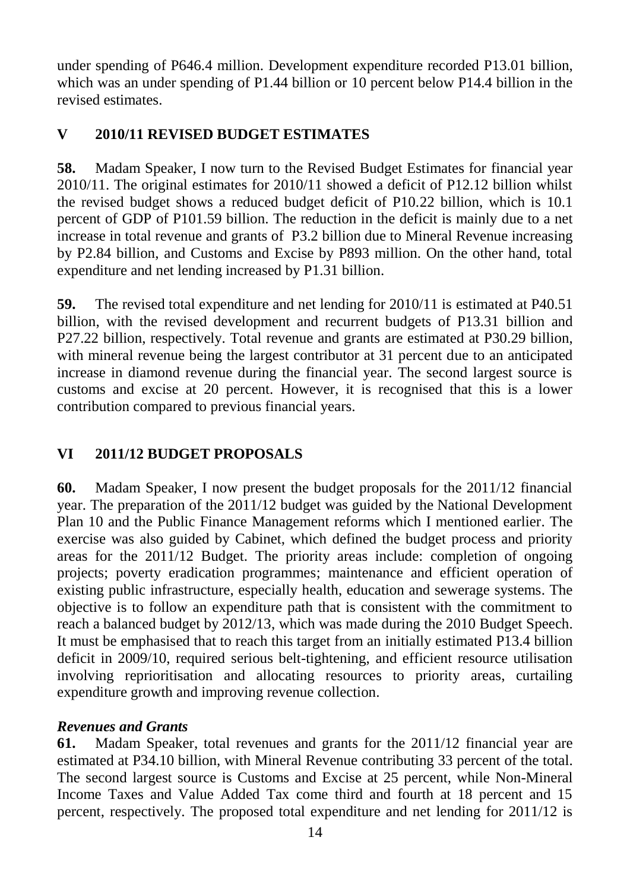under spending of P646.4 million. Development expenditure recorded P13.01 billion, which was an under spending of P1.44 billion or 10 percent below P14.4 billion in the revised estimates.

## V 2010/11 REVISED BUDGET ESTIMATES

**58.** Madam Speaker, I now turn to the Revised Budget Estimates for financial year 2010/11. The original estimates for 2010/11 showed a deficit of P12.12 billion whilst the revised budget shows a reduced budget deficit of P10.22 billion, which is 10.1 percent of GDP of P101.59 billion. The reduction in the deficit is mainly due to a net increase in total revenue and grants of P3.2 billion due to Mineral Revenue increasing by P2.84 billion, and Customs and Excise by P893 million. On the other hand, total expenditure and net lending increased by P1.31 billion.

**59.** The revised total expenditure and net lending for 2010/11 is estimated at P40.51 billion, with the revised development and recurrent budgets of P13.31 billion and P27.22 billion, respectively. Total revenue and grants are estimated at P30.29 billion, with mineral revenue being the largest contributor at 31 percent due to an anticipated increase in diamond revenue during the financial year. The second largest source is customs and excise at 20 percent. However, it is recognised that this is a lower contribution compared to previous financial years.

## VI 2011/12 BUDGET PROPOSALS

**60.** Madam Speaker, I now present the budget proposals for the 2011/12 financial year. The preparation of the 2011/12 budget was guided by the National Development Plan 10 and the Public Finance Management reforms which I mentioned earlier. The exercise was also guided by Cabinet, which defined the budget process and priority areas for the 2011/12 Budget. The priority areas include: completion of ongoing projects; poverty eradication programmes; maintenance and efficient operation of existing public infrastructure, especially health, education and sewerage systems. The objective is to follow an expenditure path that is consistent with the commitment to reach a balanced budget by 2012/13, which was made during the 2010 Budget Speech. It must be emphasised that to reach this target from an initially estimated P13.4 billion deficit in 2009/10, required serious belt-tightening, and efficient resource utilisation involving reprioritisation and allocating resources to priority areas, curtailing expenditure growth and improving revenue collection.

### *Revenues and Grants*

**61.** Madam Speaker, total revenues and grants for the 2011/12 financial year are estimated at P34.10 billion, with Mineral Revenue contributing 33 percent of the total. The second largest source is Customs and Excise at 25 percent, while Non-Mineral Income Taxes and Value Added Tax come third and fourth at 18 percent and 15 percent, respectively. The proposed total expenditure and net lending for 2011/12 is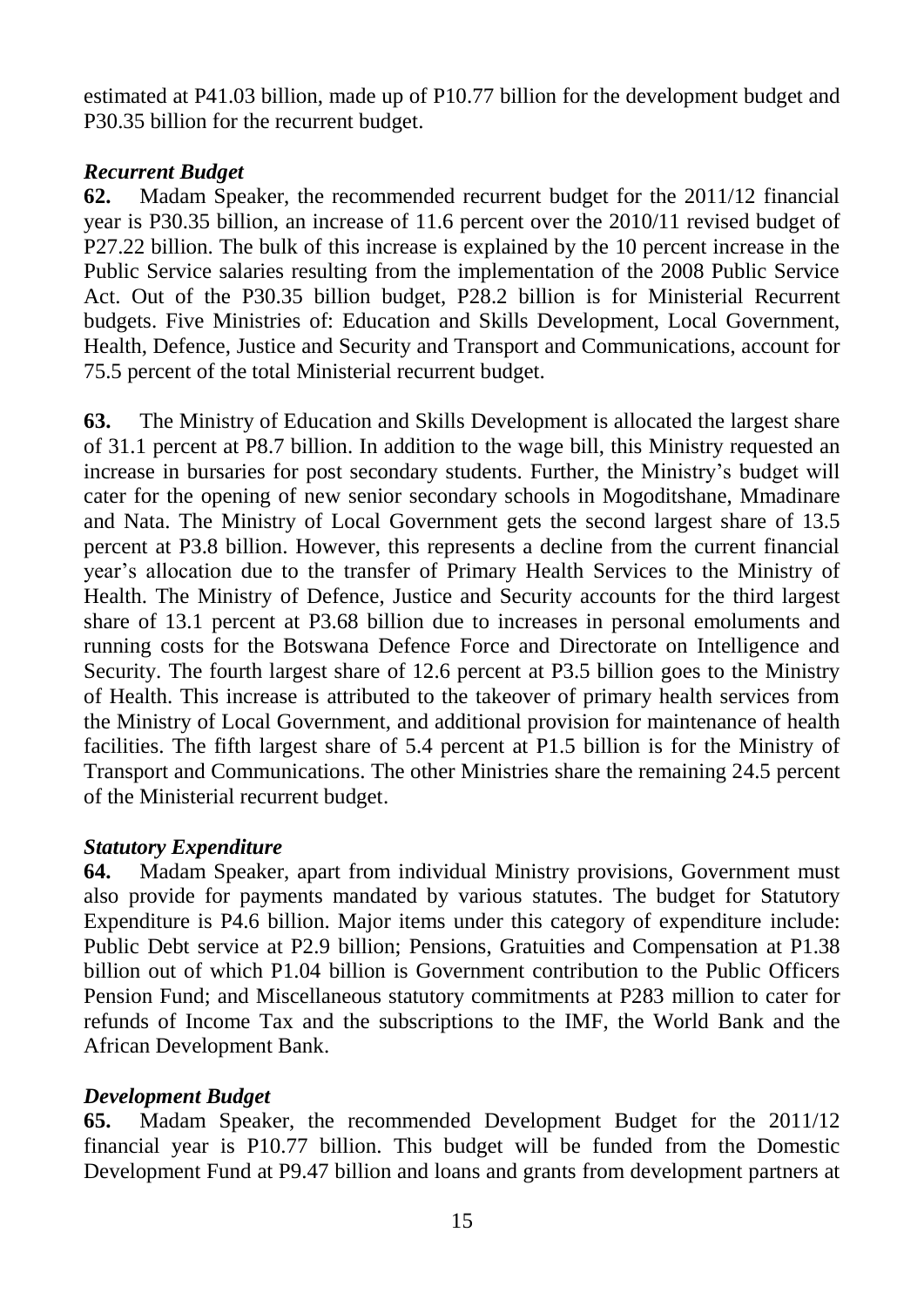estimated at P41.03 billion, made up of P10.77 billion for the development budget and P30.35 billion for the recurrent budget.

### *Recurrent Budget*

**62.** Madam Speaker, the recommended recurrent budget for the 2011/12 financial year is P30.35 billion, an increase of 11.6 percent over the 2010/11 revised budget of P27.22 billion. The bulk of this increase is explained by the 10 percent increase in the Public Service salaries resulting from the implementation of the 2008 Public Service Act. Out of the P30.35 billion budget, P28.2 billion is for Ministerial Recurrent budgets. Five Ministries of: Education and Skills Development, Local Government, Health, Defence, Justice and Security and Transport and Communications, account for 75.5 percent of the total Ministerial recurrent budget.

**63.** The Ministry of Education and Skills Development is allocated the largest share of 31.1 percent at P8.7 billion. In addition to the wage bill, this Ministry requested an increase in bursaries for post secondary students. Further, the Ministry's budget will cater for the opening of new senior secondary schools in Mogoditshane, Mmadinare and Nata. The Ministry of Local Government gets the second largest share of 13.5 percent at P3.8 billion. However, this represents a decline from the current financial year's allocation due to the transfer of Primary Health Services to the Ministry of Health. The Ministry of Defence, Justice and Security accounts for the third largest share of 13.1 percent at P3.68 billion due to increases in personal emoluments and running costs for the Botswana Defence Force and Directorate on Intelligence and Security. The fourth largest share of 12.6 percent at P3.5 billion goes to the Ministry of Health. This increase is attributed to the takeover of primary health services from the Ministry of Local Government, and additional provision for maintenance of health facilities. The fifth largest share of 5.4 percent at P1.5 billion is for the Ministry of Transport and Communications. The other Ministries share the remaining 24.5 percent of the Ministerial recurrent budget.

### *Statutory Expenditure*

**64.** Madam Speaker, apart from individual Ministry provisions, Government must also provide for payments mandated by various statutes. The budget for Statutory Expenditure is P4.6 billion. Major items under this category of expenditure include: Public Debt service at P2.9 billion; Pensions, Gratuities and Compensation at P1.38 billion out of which P1.04 billion is Government contribution to the Public Officers Pension Fund; and Miscellaneous statutory commitments at P283 million to cater for refunds of Income Tax and the subscriptions to the IMF, the World Bank and the African Development Bank.

### *Development Budget*

**65.** Madam Speaker, the recommended Development Budget for the 2011/12 financial year is P10.77 billion. This budget will be funded from the Domestic Development Fund at P9.47 billion and loans and grants from development partners at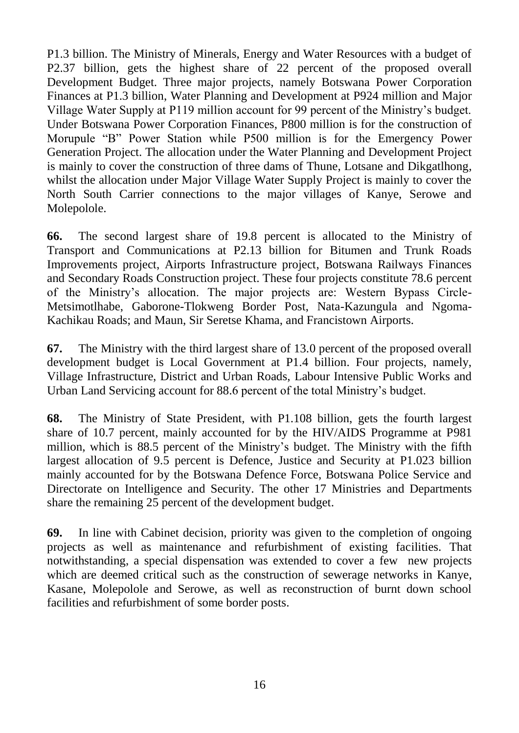P1.3 billion. The Ministry of Minerals, Energy and Water Resources with a budget of P2.37 billion, gets the highest share of 22 percent of the proposed overall Development Budget. Three major projects, namely Botswana Power Corporation Finances at P1.3 billion, Water Planning and Development at P924 million and Major Village Water Supply at P119 million account for 99 percent of the Ministry's budget. Under Botswana Power Corporation Finances, P800 million is for the construction of Morupule "B" Power Station while P500 million is for the Emergency Power Generation Project. The allocation under the Water Planning and Development Project is mainly to cover the construction of three dams of Thune, Lotsane and Dikgatlhong, whilst the allocation under Major Village Water Supply Project is mainly to cover the North South Carrier connections to the major villages of Kanye, Serowe and Molepolole.

**66.** The second largest share of 19.8 percent is allocated to the Ministry of Transport and Communications at P2.13 billion for Bitumen and Trunk Roads Improvements project, Airports Infrastructure project, Botswana Railways Finances and Secondary Roads Construction project. These four projects constitute 78.6 percent of the Ministry's allocation. The major projects are: Western Bypass Circle-Metsimotlhabe, Gaborone-Tlokweng Border Post, Nata-Kazungula and Ngoma-Kachikau Roads; and Maun, Sir Seretse Khama, and Francistown Airports.

**67.** The Ministry with the third largest share of 13.0 percent of the proposed overall development budget is Local Government at P1.4 billion. Four projects, namely, Village Infrastructure, District and Urban Roads, Labour Intensive Public Works and Urban Land Servicing account for 88.6 percent of the total Ministry's budget.

**68.** The Ministry of State President, with P1.108 billion, gets the fourth largest share of 10.7 percent, mainly accounted for by the HIV/AIDS Programme at P981 million, which is 88.5 percent of the Ministry's budget. The Ministry with the fifth largest allocation of 9.5 percent is Defence, Justice and Security at P1.023 billion mainly accounted for by the Botswana Defence Force, Botswana Police Service and Directorate on Intelligence and Security. The other 17 Ministries and Departments share the remaining 25 percent of the development budget.

**69.** In line with Cabinet decision, priority was given to the completion of ongoing projects as well as maintenance and refurbishment of existing facilities. That notwithstanding, a special dispensation was extended to cover a few new projects which are deemed critical such as the construction of sewerage networks in Kanye, Kasane, Molepolole and Serowe, as well as reconstruction of burnt down school facilities and refurbishment of some border posts.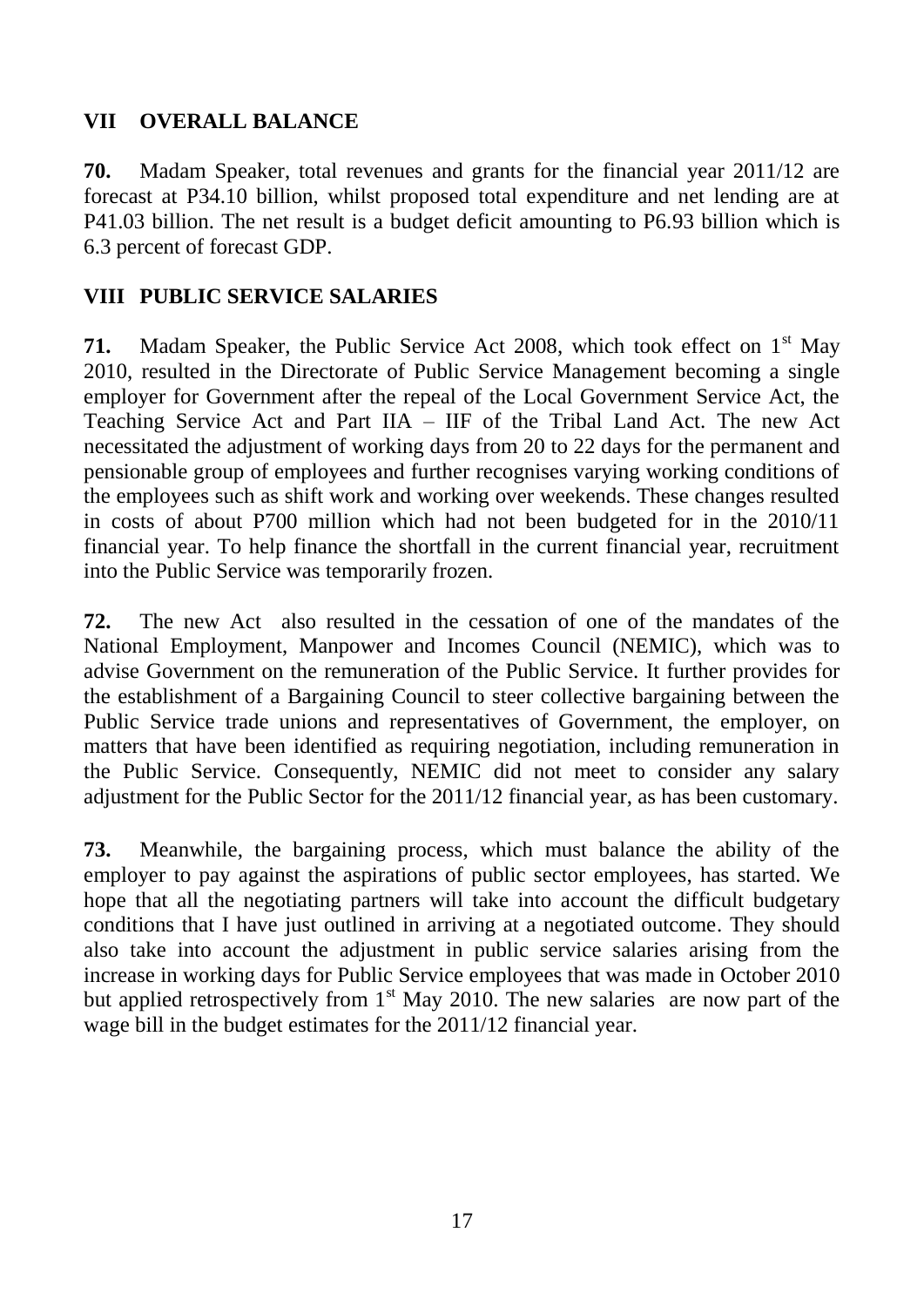## VII OVERALL BALANCE

**70.** Madam Speaker, total revenues and grants for the financial year 2011/12 are forecast at P34.10 billion, whilst proposed total expenditure and net lending are at P41.03 billion. The net result is a budget deficit amounting to P6.93 billion which is 6.3 percent of forecast GDP.

## VIII PUBLIC SERVICE SALARIES

**71.** Madam Speaker, the Public Service Act 2008, which took effect on 1st May 2010, resulted in the Directorate of Public Service Management becoming a single employer for Government after the repeal of the Local Government Service Act, the Teaching Service Act and Part IIA – IIF of the Tribal Land Act. The new Act necessitated the adjustment of working days from 20 to 22 days for the permanent and pensionable group of employees and further recognises varying working conditions of the employees such as shift work and working over weekends. These changes resulted in costs of about P700 million which had not been budgeted for in the 2010/11 financial year. To help finance the shortfall in the current financial year, recruitment into the Public Service was temporarily frozen.

**72.** The new Act also resulted in the cessation of one of the mandates of the National Employment, Manpower and Incomes Council (NEMIC), which was to advise Government on the remuneration of the Public Service. It further provides for the establishment of a Bargaining Council to steer collective bargaining between the Public Service trade unions and representatives of Government, the employer, on matters that have been identified as requiring negotiation, including remuneration in the Public Service. Consequently, NEMIC did not meet to consider any salary adjustment for the Public Sector for the 2011/12 financial year, as has been customary.

**73.** Meanwhile, the bargaining process, which must balance the ability of the employer to pay against the aspirations of public sector employees, has started. We hope that all the negotiating partners will take into account the difficult budgetary conditions that I have just outlined in arriving at a negotiated outcome. They should also take into account the adjustment in public service salaries arising from the increase in working days for Public Service employees that was made in October 2010 but applied retrospectively from 1st May 2010. The new salaries are now part of the wage bill in the budget estimates for the 2011/12 financial year.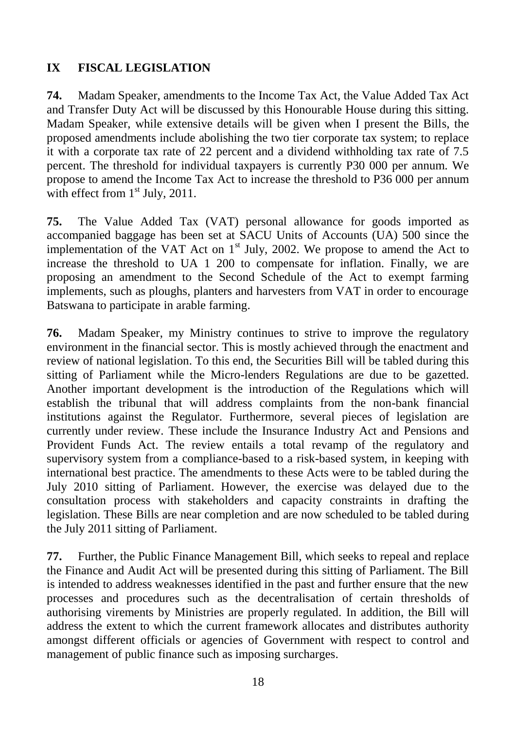## IX FISCAL LEGISLATION

**74.** Madam Speaker, amendments to the Income Tax Act, the Value Added Tax Act and Transfer Duty Act will be discussed by this Honourable House during this sitting. Madam Speaker, while extensive details will be given when I present the Bills, the proposed amendments include abolishing the two tier corporate tax system; to replace it with a corporate tax rate of 22 percent and a dividend withholding tax rate of 7.5 percent. The threshold for individual taxpayers is currently P30 000 per annum. We propose to amend the Income Tax Act to increase the threshold to P36 000 per annum with effect from 1st July, 2011.

**75.** The Value Added Tax (VAT) personal allowance for goods imported as accompanied baggage has been set at SACU Units of Accounts (UA) 500 since the implementation of the VAT Act on 1st July, 2002. We propose to amend the Act to increase the threshold to UA 1 200 to compensate for inflation. Finally, we are proposing an amendment to the Second Schedule of the Act to exempt farming implements, such as ploughs, planters and harvesters from VAT in order to encourage Batswana to participate in arable farming.

**76.** Madam Speaker, my Ministry continues to strive to improve the regulatory environment in the financial sector. This is mostly achieved through the enactment and review of national legislation. To this end, the Securities Bill will be tabled during this sitting of Parliament while the Micro-lenders Regulations are due to be gazetted. Another important development is the introduction of the Regulations which will establish the tribunal that will address complaints from the non-bank financial institutions against the Regulator. Furthermore, several pieces of legislation are currently under review. These include the Insurance Industry Act and Pensions and Provident Funds Act. The review entails a total revamp of the regulatory and supervisory system from a compliance-based to a risk-based system, in keeping with international best practice. The amendments to these Acts were to be tabled during the July 2010 sitting of Parliament. However, the exercise was delayed due to the consultation process with stakeholders and capacity constraints in drafting the legislation. These Bills are near completion and are now scheduled to be tabled during the July 2011 sitting of Parliament.

**77.** Further, the Public Finance Management Bill, which seeks to repeal and replace the Finance and Audit Act will be presented during this sitting of Parliament. The Bill is intended to address weaknesses identified in the past and further ensure that the new processes and procedures such as the decentralisation of certain thresholds of authorising virements by Ministries are properly regulated. In addition, the Bill will address the extent to which the current framework allocates and distributes authority amongst different officials or agencies of Government with respect to control and management of public finance such as imposing surcharges.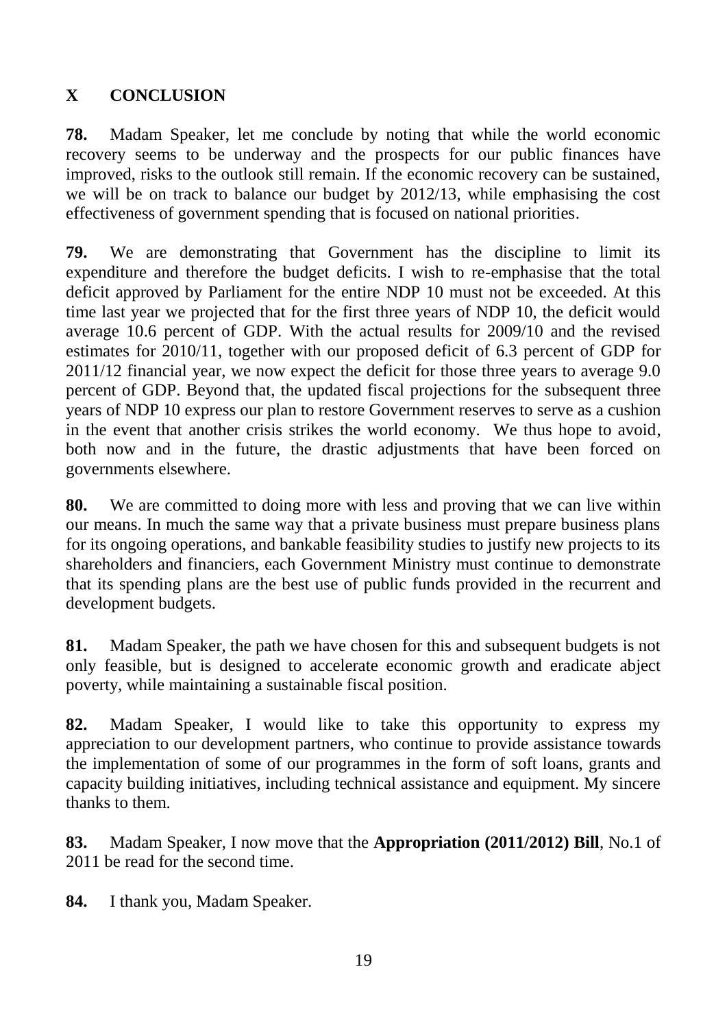## X CONCLUSION

**78.** Madam Speaker, let me conclude by noting that while the world economic recovery seems to be underway and the prospects for our public finances have improved, risks to the outlook still remain. If the economic recovery can be sustained, we will be on track to balance our budget by 2012/13, while emphasising the cost effectiveness of government spending that is focused on national priorities.

**79.** We are demonstrating that Government has the discipline to limit its expenditure and therefore the budget deficits. I wish to re-emphasise that the total deficit approved by Parliament for the entire NDP 10 must not be exceeded. At this time last year we projected that for the first three years of NDP 10, the deficit would average 10.6 percent of GDP. With the actual results for 2009/10 and the revised estimates for 2010/11, together with our proposed deficit of 6.3 percent of GDP for 2011/12 financial year, we now expect the deficit for those three years to average 9.0 percent of GDP. Beyond that, the updated fiscal projections for the subsequent three years of NDP 10 express our plan to restore Government reserves to serve as a cushion in the event that another crisis strikes the world economy. We thus hope to avoid, both now and in the future, the drastic adjustments that have been forced on governments elsewhere.

**80.** We are committed to doing more with less and proving that we can live within our means. In much the same way that a private business must prepare business plans for its ongoing operations, and bankable feasibility studies to justify new projects to its shareholders and financiers, each Government Ministry must continue to demonstrate that its spending plans are the best use of public funds provided in the recurrent and development budgets.

**81.** Madam Speaker, the path we have chosen for this and subsequent budgets is not only feasible, but is designed to accelerate economic growth and eradicate abject poverty, while maintaining a sustainable fiscal position.

**82.** Madam Speaker, I would like to take this opportunity to express my appreciation to our development partners, who continue to provide assistance towards the implementation of some of our programmes in the form of soft loans, grants and capacity building initiatives, including technical assistance and equipment. My sincere thanks to them.

**83.** Madam Speaker, I now move that the **Appropriation (2011/2012) Bill**, No.1 of 2011 be read for the second time.

**84.** I thank you, Madam Speaker.